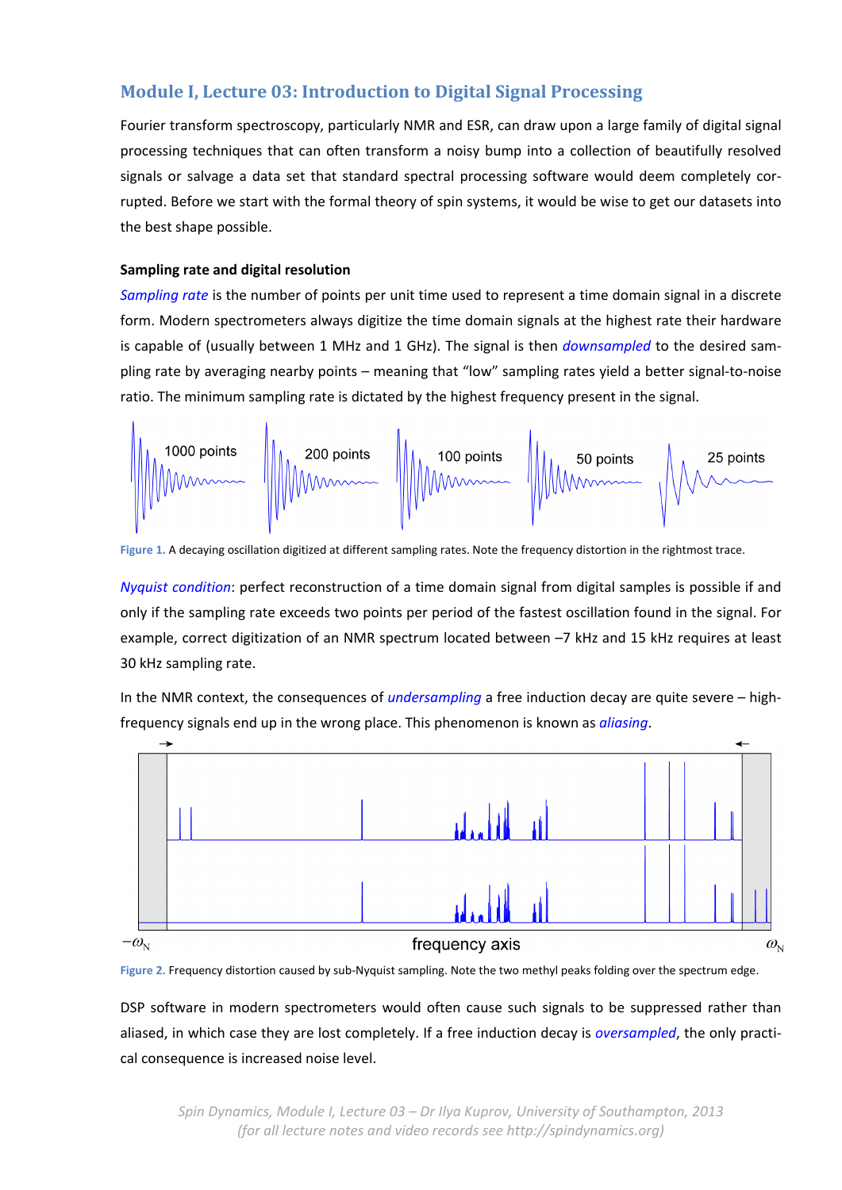## Module I, Lecture 03: Introduction to Digital Signal Processing

Fourier transform spectroscopy, particularly NMR and ESR, can draw upon a large family of digital signal processing techniques that can often transform a noisy bump into a collection of beautifully resolved signals or salvage a data set that standard spectral processing software would deem completely corrupted. Before we start with the formal theory of spin systems, it would be wise to get our datasets into the best shape possible.

### Sampling rate and digital resolution

*Sampling rate* is the number of points per unit time used to represent a time domain signal in a discrete form. Modern spectrometers always digitize the time domain signals at the highest rate their hardware is capable of (usually between 1 MHz and 1 GHz). The signal is then *downsampled* to the desired sampling rate by averaging nearby points – meaning that "low" sampling rates yield a better signal-to-noise ratio. The minimum sampling rate is dictated by the highest frequency present in the signal.

**Figure 1.** A decaying oscillation digitized at different sampling rates. Note the frequency distortion in the rightmost trace.

*Nyquist condition*: perfect reconstruction of a time domain signal from digital samples is possible if and only if the sampling rate exceeds two points per period of the fastest oscillation found in the signal. For example, correct digitization of an NMR spectrum located between –7 kHz and 15 kHz requires at least 30 kHz sampling rate.

In the NMR context, the consequences of *undersampling* a free induction decay are quite severe – high-frequency signals end up in the wrong place. This phenomenon is known as *aliasing*.

**Figure 2.** Frequency distortion caused by sub-Nyquist sampling. Note the two methyl peaks folding over the spectrum edge.

DSP software in modern spectrometers would often cause such signals to be suppressed rather than aliased, in which case they are lost completely. If a free induction decay is *oversampled*, the only practical consequence is increased noise level.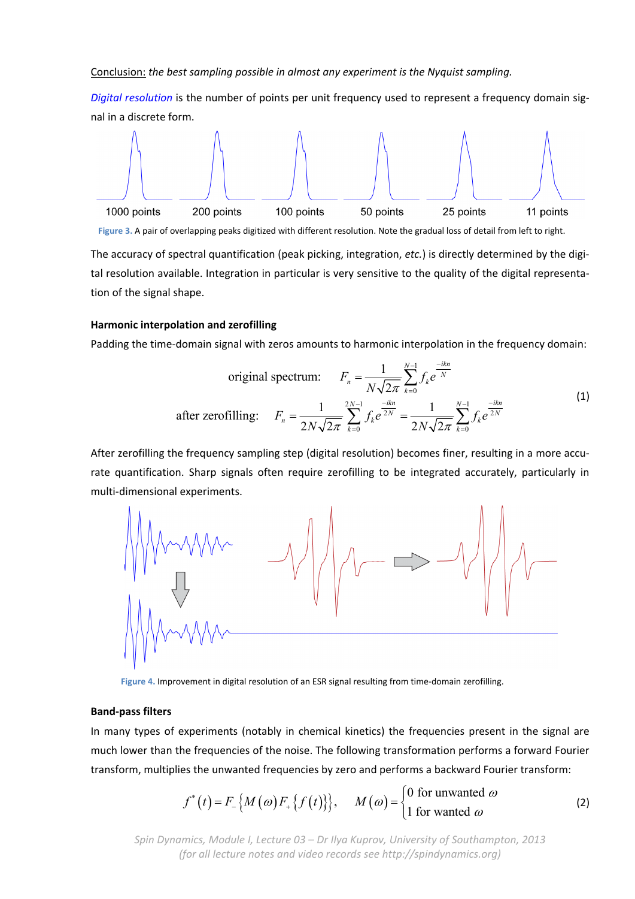Conclusion: *the best sampling possible in almost any experiment is the Nyquist sampling.*

*Digital resolution* is the number of points per unit frequency used to represent a frequency domain signal in a discrete form.

1000 points | 200 points | 100 points | 50 points | 25 points | 11 points

Figure 3. A pair of overlapping peaks digitized with different resolution. Note the gradual loss of detail from left to right.

The accuracy of spectral quantification (peak picking, integration, *etc.*) is directly determined by the digital resolution available. Integration in particular is very sensitive to the quality of the digital representation of the signal shape.

### Harmonic interpolation and zerofilling

Padding the time-domain signal with zeros amounts to harmonic interpolation in the frequency domain:

$$\text{original spectrum:} \quad F_n = \frac{1}{N\sqrt{2\pi}} \sum_{k=0}^{N-1} f_k e^{\frac{-ikn}{N}}$$

$$\text{after zerofilling:} \quad F_n = \frac{1}{2N\sqrt{2\pi}} \sum_{k=0}^{2N-1} f_k e^{\frac{-ikn}{2N}} = \frac{1}{2N\sqrt{2\pi}} \sum_{k=0}^{N-1} f_k e^{\frac{-ikn}{2N}} \tag{1}$$

After zerofilling the frequency sampling step (digital resolution) becomes finer, resulting in a more accurate quantification. Sharp signals often require zerofilling to be integrated accurately, particularly in multi-dimensional experiments.

Figure 4. Improvement in digital resolution of an ESR signal resulting from time-domain zerofilling.

### Band-pass filters

In many types of experiments (notably in chemical kinetics) the frequencies present in the signal are much lower than the frequencies of the noise. The following transformation performs a forward Fourier transform, multiplies the unwanted frequencies by zero and performs a backward Fourier transform:

$$f^*(t) = F_-\left\{ M(\omega) F_+\left\{ f(t) \right\} \right\}, \quad M(\omega) = \begin{cases} 0 \text{ for unwanted } \omega \\ 1 \text{ for wanted } \omega \end{cases} \tag{2}$$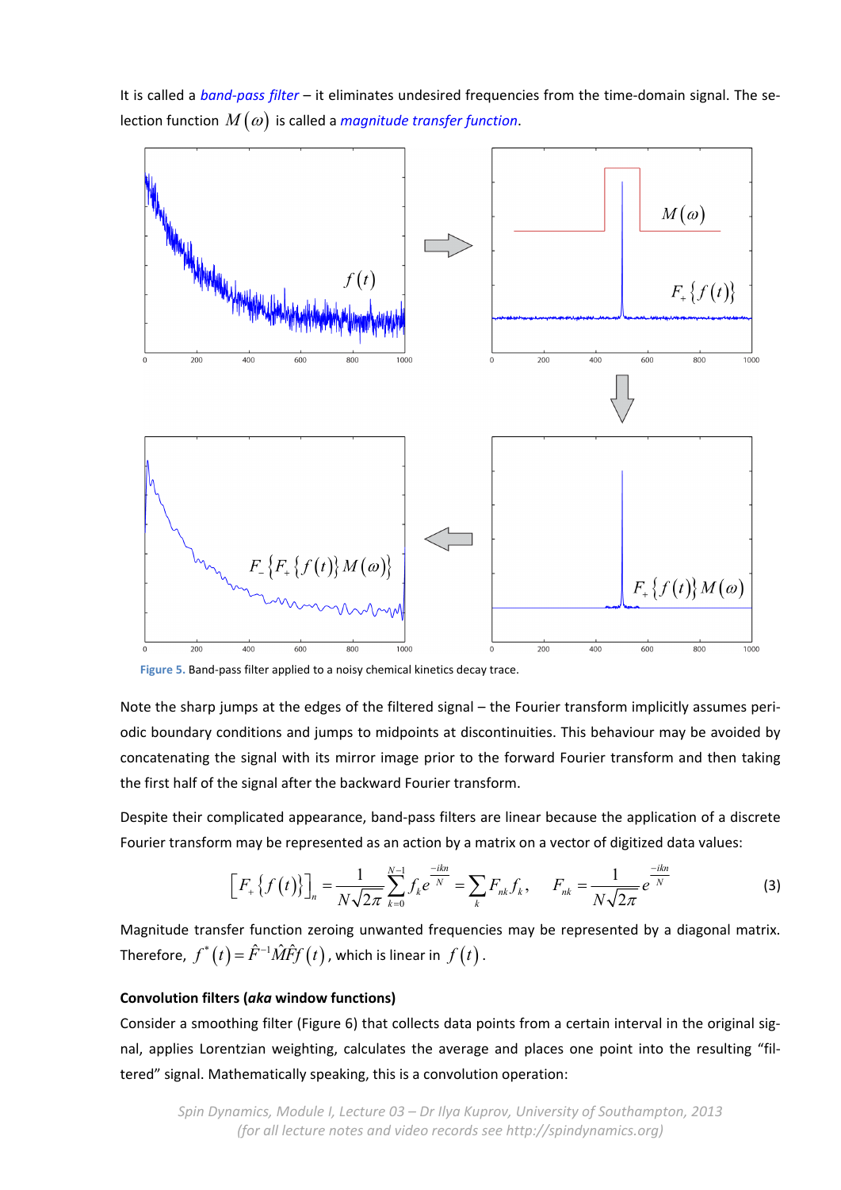It is called a *band-pass filter* – it eliminates undesired frequencies from the time-domain signal. The selection function $M(\omega)$ is called a *magnitude transfer function*.

Figure 5. Band-pass filter applied to a noisy chemical kinetics decay trace.

Note the sharp jumps at the edges of the filtered signal – the Fourier transform implicitly assumes periodic boundary conditions and jumps to midpoints at discontinuities. This behaviour may be avoided by concatenating the signal with its mirror image prior to the forward Fourier transform and then taking the first half of the signal after the backward Fourier transform.

Despite their complicated appearance, band-pass filters are linear because the application of a discrete Fourier transform may be represented as an action by a matrix on a vector of digitized data values:

$$\left[F_{+}\left\{f(t)\right\}\right]_{n}=\frac{1}{N\sqrt{2\pi}}\sum_{k=0}^{N-1}f_{k}e^{\frac{-ikn}{N}}=\sum_{k}F_{nk}f_{k},\qquad F_{nk}=\frac{1}{N\sqrt{2\pi}}e^{\frac{-ikn}{N}} \tag{3}$$

Magnitude transfer function zeroing unwanted frequencies may be represented by a diagonal matrix. Therefore, $f^{*}(t)=\hat{F}^{-1}\hat{M}\hat{F}f(t)$, which is linear in $f(t)$.

**Convolution filters (*aka* window functions)**

Consider a smoothing filter (Figure 6) that collects data points from a certain interval in the original signal, applies Lorentzian weighting, calculates the average and places one point into the resulting "filtered" signal. Mathematically speaking, this is a convolution operation: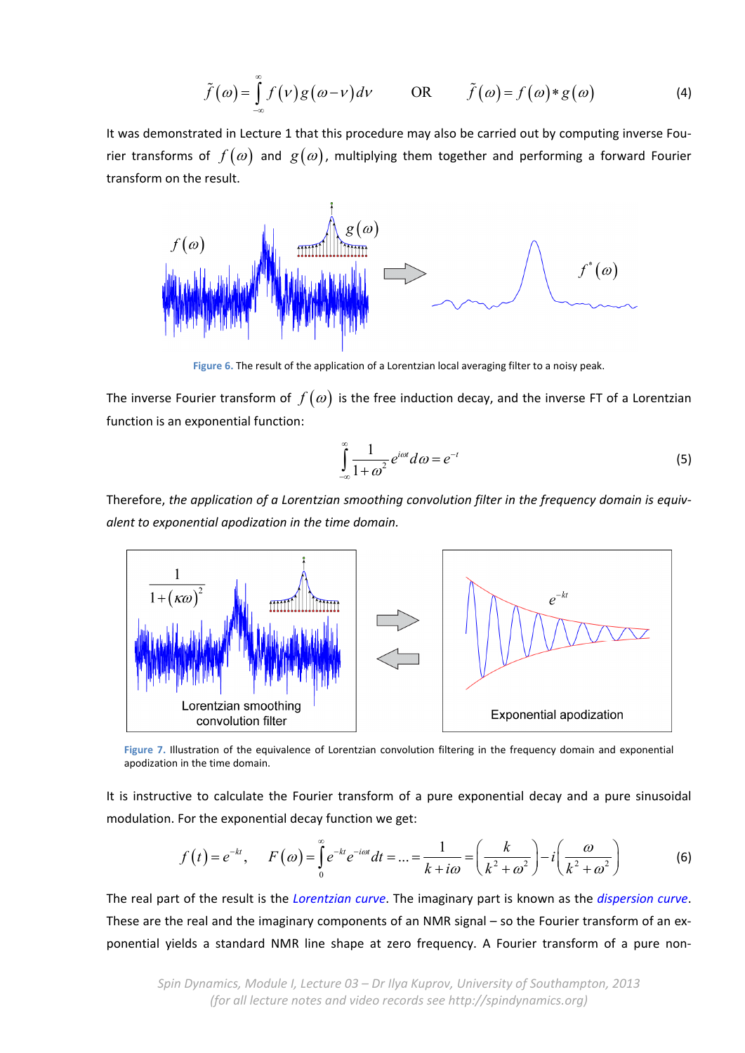$$\tilde{f}(\omega)=\int_{-\infty}^{\infty} f(\nu)g(\omega-\nu)d\nu \qquad \text{OR} \qquad \tilde{f}(\omega)=f(\omega)*g(\omega) \tag{4}$$

It was demonstrated in Lecture 1 that this procedure may also be carried out by computing inverse Fourier transforms of $f(\omega)$ and $g(\omega)$, multiplying them together and performing a forward Fourier transform on the result.

**Figure 6.** The result of the application of a Lorentzian local averaging filter to a noisy peak.

The inverse Fourier transform of $f(\omega)$ is the free induction decay, and the inverse FT of a Lorentzian function is an exponential function:

$$\int_{-\infty}^{\infty} \frac{1}{1+\omega^2} e^{i\omega t} d\omega = e^{-t} \tag{5}$$

Therefore, *the application of a Lorentzian smoothing convolution filter in the frequency domain is equivalent to exponential apodization in the time domain.*

**Figure 7.** Illustration of the equivalence of Lorentzian convolution filtering in the frequency domain and exponential apodization in the time domain.

It is instructive to calculate the Fourier transform of a pure exponential decay and a pure sinusoidal modulation. For the exponential decay function we get:

$$f(t)=e^{-kt}, \qquad F(\omega)=\int_{0}^{\infty} e^{-kt}e^{-i\omega t}dt = ... = \frac{1}{k+i\omega} = \left(\frac{k}{k^2+\omega^2}\right) - i\left(\frac{\omega}{k^2+\omega^2}\right) \tag{6}$$

The real part of the result is the *Lorentzian curve*. The imaginary part is known as the *dispersion curve*. These are the real and the imaginary components of an NMR signal – so the Fourier transform of an exponential yields a standard NMR line shape at zero frequency. A Fourier transform of a pure non-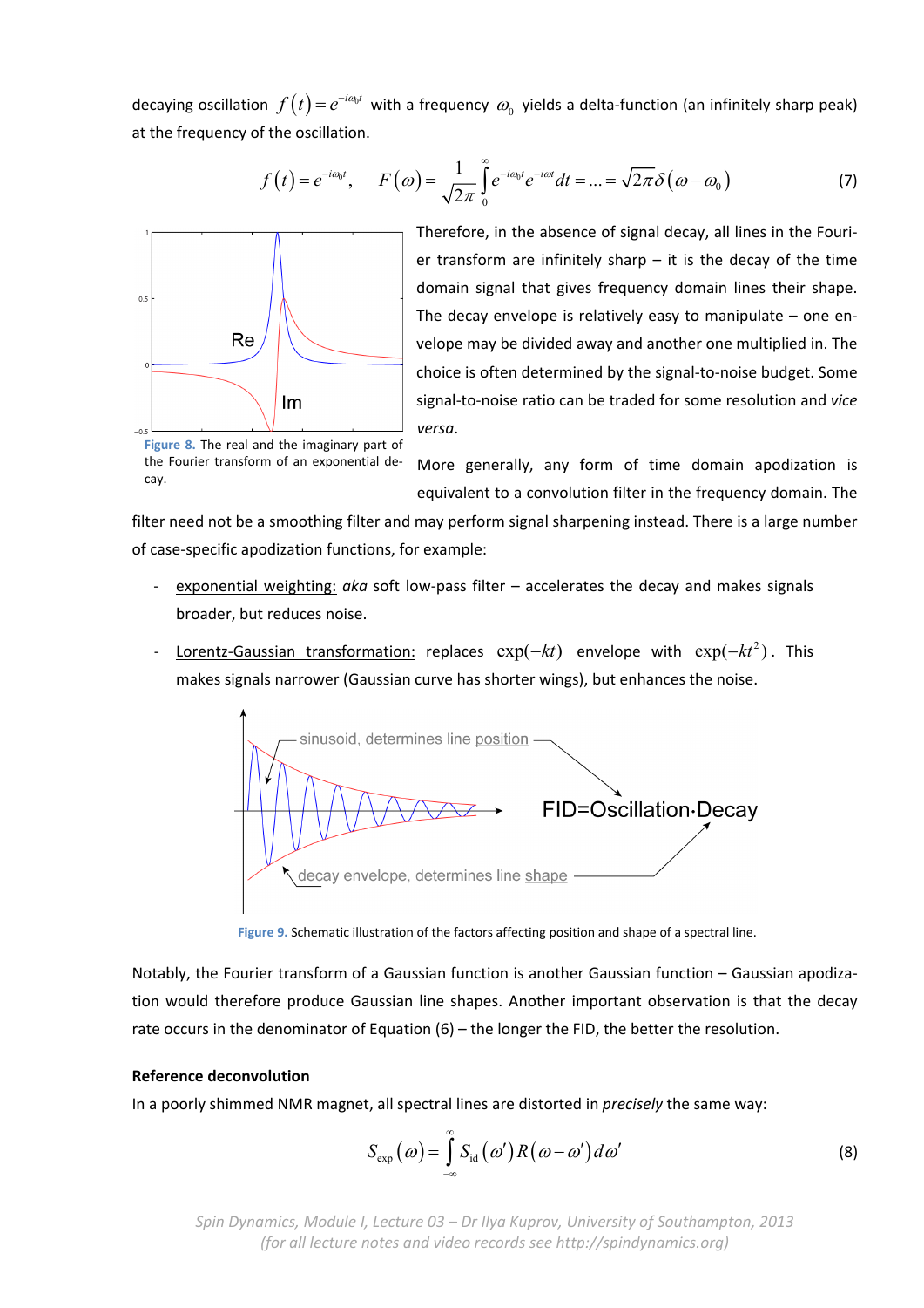decaying oscillation $f(t)=e^{-i\omega_0 t}$ with a frequency $\omega_0$ yields a delta-function (an infinitely sharp peak) at the frequency of the oscillation.

$$f(t)=e^{-i\omega_0 t}, \quad F(\omega)=\frac{1}{\sqrt{2\pi}}\int_0^\infty e^{-i\omega_0 t}e^{-i\omega t}dt=\ldots=\sqrt{2\pi}\delta(\omega-\omega_0) \tag{7}$$

Figure 8. The real and the imaginary part of the Fourier transform of an exponential decay.

Therefore, in the absence of signal decay, all lines in the Fourier transform are infinitely sharp – it is the decay of the time domain signal that gives frequency domain lines their shape. The decay envelope is relatively easy to manipulate – one envelope may be divided away and another one multiplied in. The choice is often determined by the signal-to-noise budget. Some signal-to-noise ratio can be traded for some resolution and *vice versa*.

More generally, any form of time domain apodization is equivalent to a convolution filter in the frequency domain. The filter need not be a smoothing filter and may perform signal sharpening instead. There is a large number of case-specific apodization functions, for example:

- exponential weighting: *aka* soft low-pass filter – accelerates the decay and makes signals broader, but reduces noise.
- Lorentz-Gaussian transformation: replaces $\exp(-kt)$ envelope with $\exp(-kt^2)$. This makes signals narrower (Gaussian curve has shorter wings), but enhances the noise.

Figure 9. Schematic illustration of the factors affecting position and shape of a spectral line.

Notably, the Fourier transform of a Gaussian function is another Gaussian function – Gaussian apodization would therefore produce Gaussian line shapes. Another important observation is that the decay rate occurs in the denominator of Equation (6) – the longer the FID, the better the resolution.

**Reference deconvolution**

In a poorly shimmed NMR magnet, all spectral lines are distorted in *precisely* the same way:

$$S_{\text{exp}}(\omega)=\int_{-\infty}^{\infty} S_{\text{id}}(\omega')R(\omega-\omega')d\omega' \tag{8}$$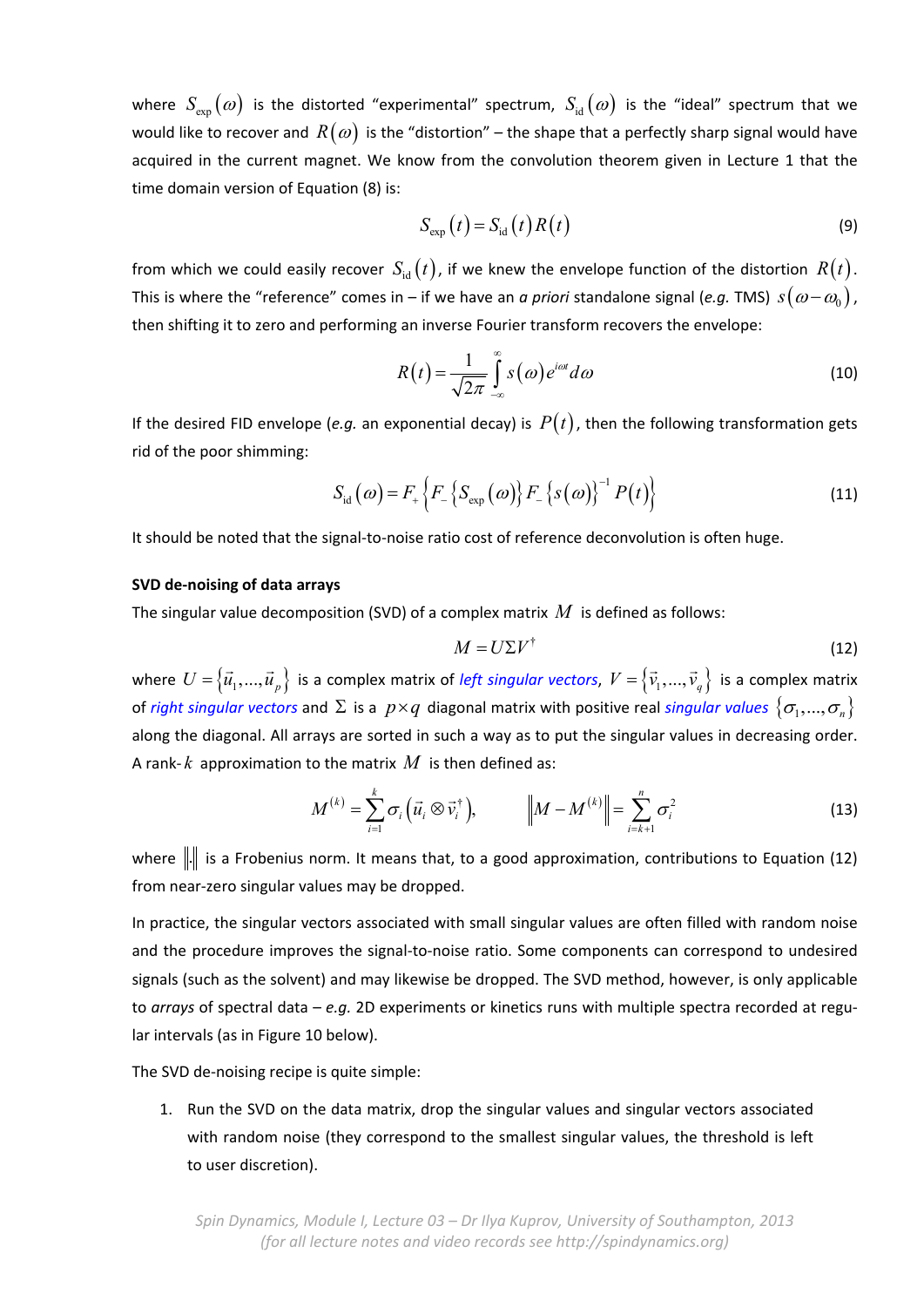where $S_{\text{exp}}(\omega)$ is the distorted "experimental" spectrum, $S_{\text{id}}(\omega)$ is the "ideal" spectrum that we would like to recover and $R(\omega)$ is the "distortion" – the shape that a perfectly sharp signal would have acquired in the current magnet. We know from the convolution theorem given in Lecture 1 that the time domain version of Equation (8) is:

$$S_{\text{exp}}(t) = S_{\text{id}}(t)R(t) \tag{9}$$

from which we could easily recover $S_{\text{id}}(t)$, if we knew the envelope function of the distortion $R(t)$. This is where the "reference" comes in – if we have an *a priori* standalone signal (*e.g.* TMS) $s(\omega-\omega_0)$, then shifting it to zero and performing an inverse Fourier transform recovers the envelope:

$$R(t) = \frac{1}{\sqrt{2\pi}} \int_{-\infty}^{\infty} s(\omega) e^{i\omega t} d\omega \tag{10}$$

If the desired FID envelope (*e.g.* an exponential decay) is $P(t)$, then the following transformation gets rid of the poor shimming:

$$S_{\text{id}}(\omega) = F_{+}\left\{F_{-}\left\{S_{\text{exp}}(\omega)\right\} F_{-}\left\{s(\omega)\right\}^{-1} P(t)\right\} \tag{11}$$

It should be noted that the signal-to-noise ratio cost of reference deconvolution is often huge.

**SVD de-noising of data arrays**

The singular value decomposition (SVD) of a complex matrix $M$ is defined as follows:

$$M = U\Sigma V^{\dagger} \tag{12}$$

where $U = \{\vec{u}_1, ..., \vec{u}_p\}$ is a complex matrix of *left singular vectors*, $V = \{\vec{v}_1, ..., \vec{v}_q\}$ is a complex matrix of *right singular vectors* and $\Sigma$ is a $p \times q$ diagonal matrix with positive real *singular values* $\{\sigma_1, ..., \sigma_n\}$ along the diagonal. All arrays are sorted in such a way as to put the singular values in decreasing order. A rank-$k$ approximation to the matrix $M$ is then defined as:

$$M^{(k)} = \sum_{i=1}^{k} \sigma_i \left(\vec{u}_i \otimes \vec{v}_i^{\dagger}\right), \qquad \left\| M - M^{(k)} \right\| = \sum_{i=k+1}^{n} \sigma_i^2 \tag{13}$$

where $\|.\|$ is a Frobenius norm. It means that, to a good approximation, contributions to Equation (12) from near-zero singular values may be dropped.

In practice, the singular vectors associated with small singular values are often filled with random noise and the procedure improves the signal-to-noise ratio. Some components can correspond to undesired signals (such as the solvent) and may likewise be dropped. The SVD method, however, is only applicable to *arrays* of spectral data – *e.g.* 2D experiments or kinetics runs with multiple spectra recorded at regular intervals (as in Figure 10 below).

The SVD de-noising recipe is quite simple:

1. Run the SVD on the data matrix, drop the singular values and singular vectors associated with random noise (they correspond to the smallest singular values, the threshold is left to user discretion).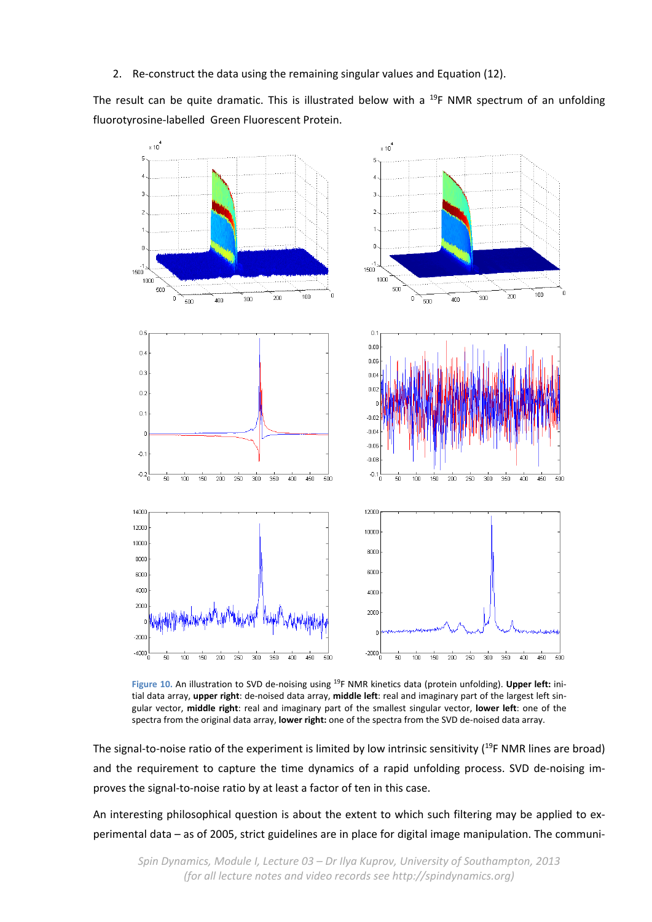2. Re-construct the data using the remaining singular values and Equation (12).

The result can be quite dramatic. This is illustrated below with a $^{19}$F NMR spectrum of an unfolding fluorotyrosine-labelled Green Fluorescent Protein.

**Figure 10.** An illustration to SVD de-noising using $^{19}$F NMR kinetics data (protein unfolding). **Upper left:** initial data array, **upper right**: de-noised data array, **middle left**: real and imaginary part of the largest left singular vector, **middle right**: real and imaginary part of the smallest singular vector, **lower left**: one of the spectra from the original data array, **lower right:** one of the spectra from the SVD de-noised data array.

The signal-to-noise ratio of the experiment is limited by low intrinsic sensitivity ($^{19}$F NMR lines are broad) and the requirement to capture the time dynamics of a rapid unfolding process. SVD de-noising improves the signal-to-noise ratio by at least a factor of ten in this case.

An interesting philosophical question is about the extent to which such filtering may be applied to experimental data – as of 2005, strict guidelines are in place for digital image manipulation. The communi-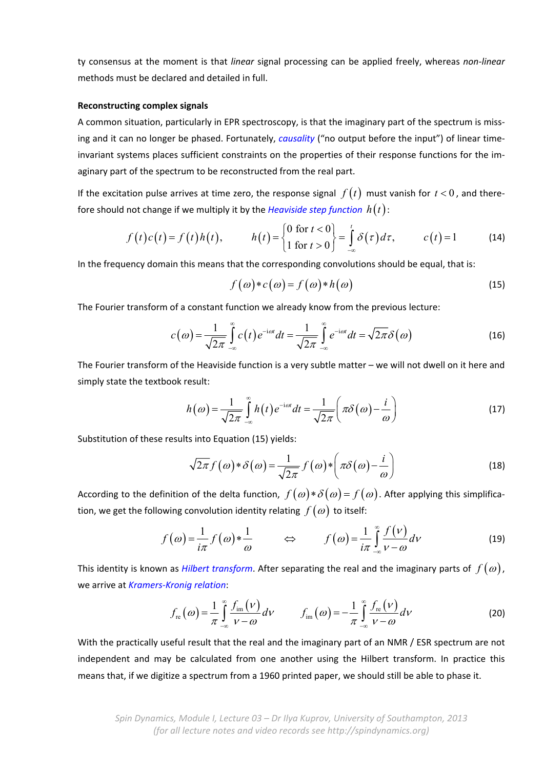ty consensus at the moment is that *linear* signal processing can be applied freely, whereas *non-linear* methods must be declared and detailed in full.

**Reconstructing complex signals**

A common situation, particularly in EPR spectroscopy, is that the imaginary part of the spectrum is missing and it can no longer be phased. Fortunately, *causality* ("no output before the input") of linear time-invariant systems places sufficient constraints on the properties of their response functions for the imaginary part of the spectrum to be reconstructed from the real part.

If the excitation pulse arrives at time zero, the response signal $f(t)$ must vanish for $t<0$, and therefore should not change if we multiply it by the *Heaviside step function* $h(t)$:

$$f(t)c(t)=f(t)h(t), \qquad h(t)=\begin{cases}0 \text{ for } t<0 \\ 1 \text{ for } t>0\end{cases}=\int_{-\infty}^{t}\delta(\tau)\,d\tau, \qquad c(t)=1 \tag{14}$$

In the frequency domain this means that the corresponding convolutions should be equal, that is:

$$f(\omega)*c(\omega)=f(\omega)*h(\omega) \tag{15}$$

The Fourier transform of a constant function we already know from the previous lecture:

$$c(\omega)=\frac{1}{\sqrt{2\pi}}\int_{-\infty}^{\infty}c(t)e^{-i\omega t}dt=\frac{1}{\sqrt{2\pi}}\int_{-\infty}^{\infty}e^{-i\omega t}dt=\sqrt{2\pi}\delta(\omega) \tag{16}$$

The Fourier transform of the Heaviside function is a very subtle matter – we will not dwell on it here and simply state the textbook result:

$$h(\omega)=\frac{1}{\sqrt{2\pi}}\int_{-\infty}^{\infty}h(t)e^{-i\omega t}dt=\frac{1}{\sqrt{2\pi}}\left(\pi\delta(\omega)-\frac{i}{\omega}\right) \tag{17}$$

Substitution of these results into Equation (15) yields:

$$\sqrt{2\pi}f(\omega)*\delta(\omega)=\frac{1}{\sqrt{2\pi}}f(\omega)*\left(\pi\delta(\omega)-\frac{i}{\omega}\right) \tag{18}$$

According to the definition of the delta function, $f(\omega)*\delta(\omega)=f(\omega)$. After applying this simplification, we get the following convolution identity relating $f(\omega)$ to itself:

$$f(\omega)=\frac{1}{i\pi}f(\omega)*\frac{1}{\omega} \qquad \Leftrightarrow \qquad f(\omega)=\frac{1}{i\pi}\int_{-\infty}^{\infty}\frac{f(\nu)}{\nu-\omega}d\nu \tag{19}$$

This identity is known as *Hilbert transform*. After separating the real and the imaginary parts of $f(\omega)$, we arrive at *Kramers-Kronig relation*:

$$f_{\text{re}}(\omega)=\frac{1}{\pi}\int_{-\infty}^{\infty}\frac{f_{\text{im}}(\nu)}{\nu-\omega}d\nu \qquad f_{\text{im}}(\omega)=-\frac{1}{\pi}\int_{-\infty}^{\infty}\frac{f_{\text{re}}(\nu)}{\nu-\omega}d\nu \tag{20}$$

With the practically useful result that the real and the imaginary part of an NMR / ESR spectrum are not independent and may be calculated from one another using the Hilbert transform. In practice this means that, if we digitize a spectrum from a 1960 printed paper, we should still be able to phase it.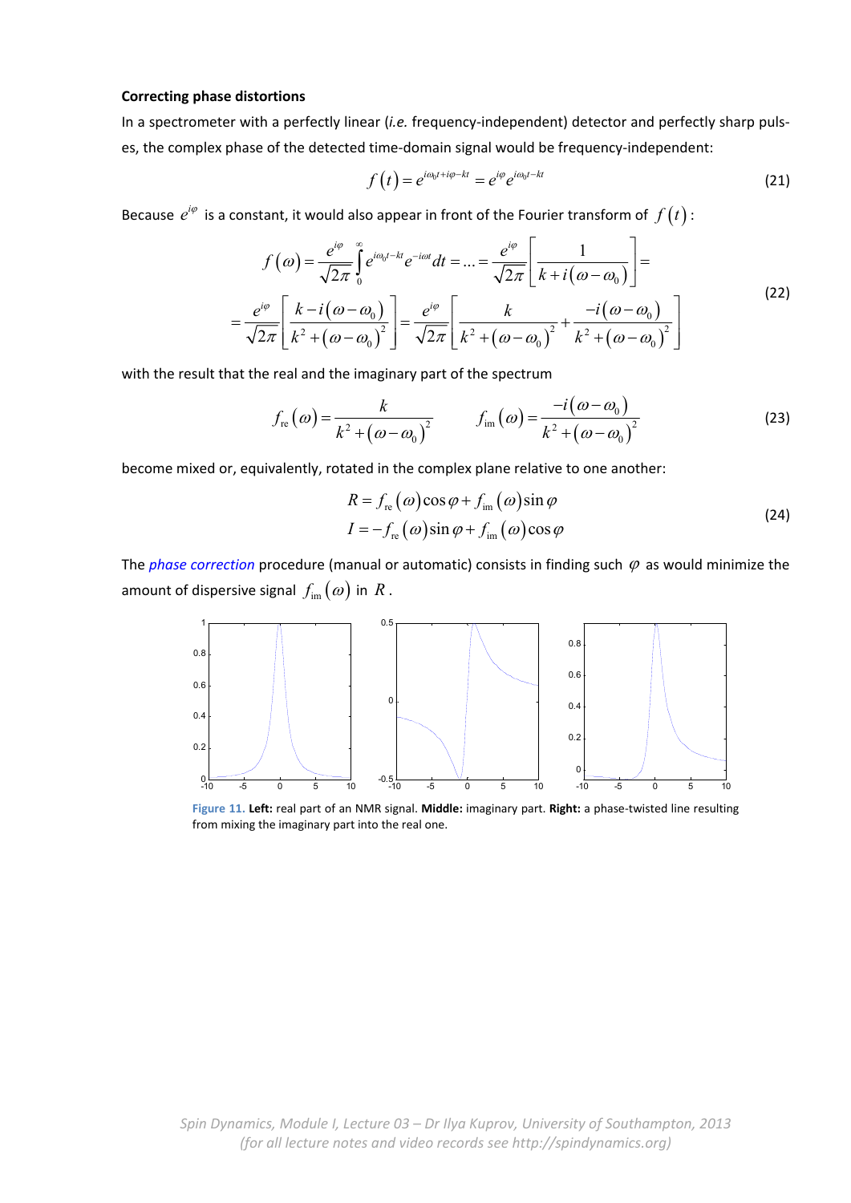**Correcting phase distortions**

In a spectrometer with a perfectly linear (*i.e.* frequency-independent) detector and perfectly sharp pulses, the complex phase of the detected time-domain signal would be frequency-independent:

$$f(t) = e^{i\omega_0 t + i\varphi - kt} = e^{i\varphi} e^{i\omega_0 t - kt} \tag{21}$$

Because $e^{i\varphi}$ is a constant, it would also appear in front of the Fourier transform of $f(t)$:

$$\begin{aligned} f(\omega) &= \frac{e^{i\varphi}}{\sqrt{2\pi}} \int_0^\infty e^{i\omega_0 t - kt} e^{-i\omega t} dt = \ldots = \frac{e^{i\varphi}}{\sqrt{2\pi}} \left[ \frac{1}{k + i(\omega - \omega_0)} \right] = \\ &= \frac{e^{i\varphi}}{\sqrt{2\pi}} \left[ \frac{k - i(\omega - \omega_0)}{k^2 + (\omega - \omega_0)^2} \right] = \frac{e^{i\varphi}}{\sqrt{2\pi}} \left[ \frac{k}{k^2 + (\omega - \omega_0)^2} + \frac{-i(\omega - \omega_0)}{k^2 + (\omega - \omega_0)^2} \right] \end{aligned} \tag{22}$$

with the result that the real and the imaginary part of the spectrum

$$f_{\text{re}}(\omega) = \frac{k}{k^2 + (\omega - \omega_0)^2} \qquad f_{\text{im}}(\omega) = \frac{-i(\omega - \omega_0)}{k^2 + (\omega - \omega_0)^2} \tag{23}$$

become mixed or, equivalently, rotated in the complex plane relative to one another:

$$\begin{aligned} R &= f_{\text{re}}(\omega)\cos\varphi + f_{\text{im}}(\omega)\sin\varphi \\ I &= -f_{\text{re}}(\omega)\sin\varphi + f_{\text{im}}(\omega)\cos\varphi \end{aligned} \tag{24}$$

The *phase correction* procedure (manual or automatic) consists in finding such $\varphi$ as would minimize the amount of dispersive signal $f_{\text{im}}(\omega)$ in $R$.

**Figure 11. Left:** real part of an NMR signal. **Middle:** imaginary part. **Right:** a phase-twisted line resulting from mixing the imaginary part into the real one.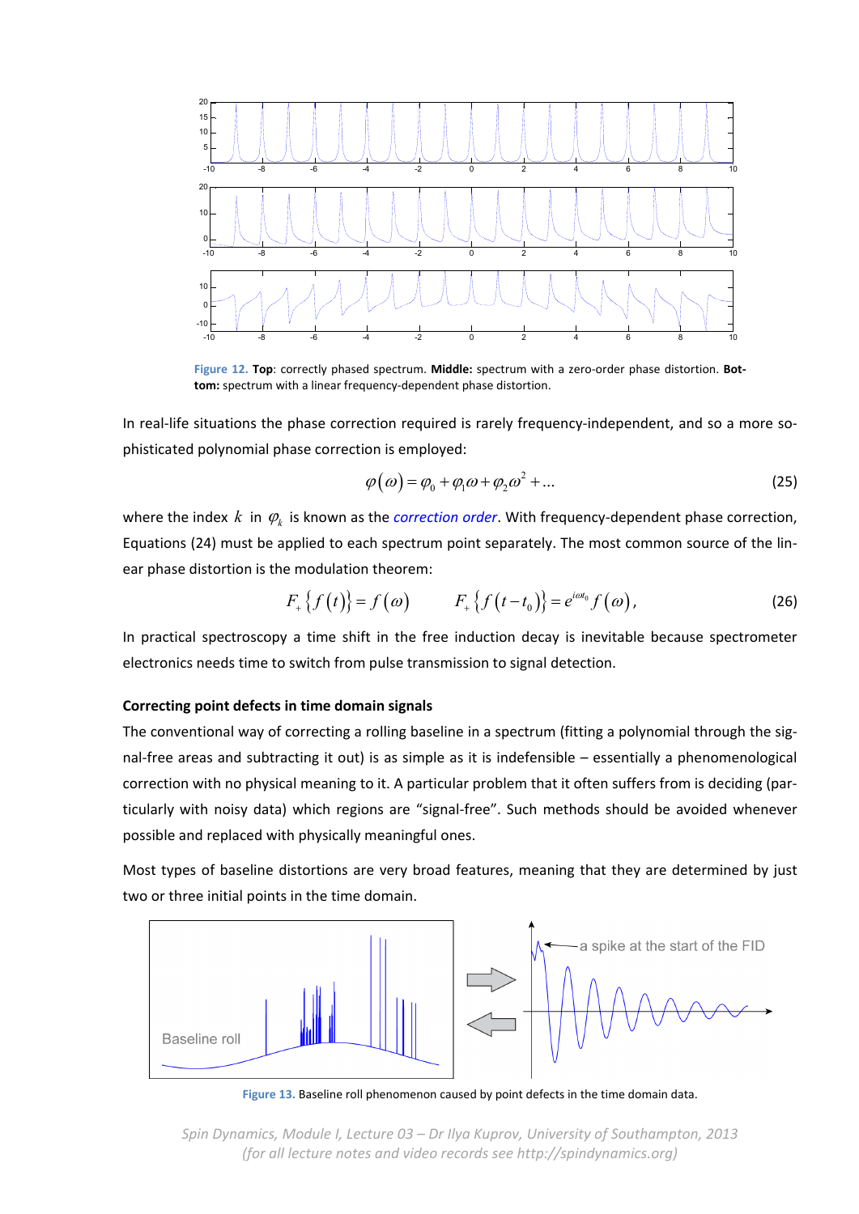**Figure 12.** **Top**: correctly phased spectrum. **Middle:** spectrum with a zero-order phase distortion. **Bottom:** spectrum with a linear frequency-dependent phase distortion.

In real-life situations the phase correction required is rarely frequency-independent, and so a more sophisticated polynomial phase correction is employed:

$$\varphi(\omega) = \varphi_0 + \varphi_1\omega + \varphi_2\omega^2 + \ldots \tag{25}$$

where the index $k$ in $\varphi_k$ is known as the *correction order*. With frequency-dependent phase correction, Equations (24) must be applied to each spectrum point separately. The most common source of the linear phase distortion is the modulation theorem:

$$F_+\{f(t)\} = f(\omega) \qquad F_+\{f(t-t_0)\} = e^{i\omega t_0} f(\omega), \tag{26}$$

In practical spectroscopy a time shift in the free induction decay is inevitable because spectrometer electronics needs time to switch from pulse transmission to signal detection.

### Correcting point defects in time domain signals

The conventional way of correcting a rolling baseline in a spectrum (fitting a polynomial through the signal-free areas and subtracting it out) is as simple as it is indefensible – essentially a phenomenological correction with no physical meaning to it. A particular problem that it often suffers from is deciding (particularly with noisy data) which regions are "signal-free". Such methods should be avoided whenever possible and replaced with physically meaningful ones.

Most types of baseline distortions are very broad features, meaning that they are determined by just two or three initial points in the time domain.

**Figure 13.** Baseline roll phenomenon caused by point defects in the time domain data.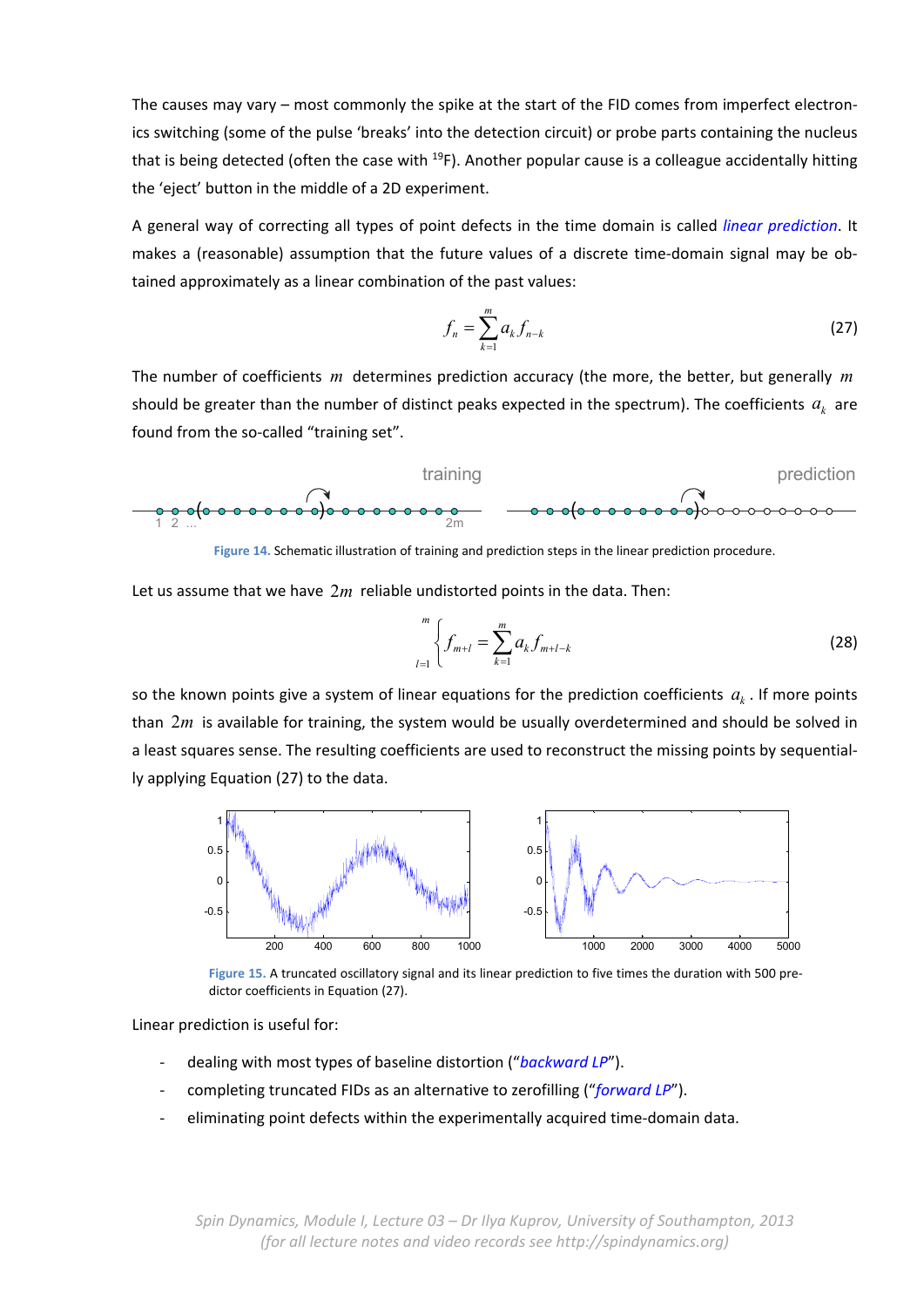The causes may vary – most commonly the spike at the start of the FID comes from imperfect electronics switching (some of the pulse 'breaks' into the detection circuit) or probe parts containing the nucleus that is being detected (often the case with $^{19}$F). Another popular cause is a colleague accidentally hitting the 'eject' button in the middle of a 2D experiment.

A general way of correcting all types of point defects in the time domain is called *linear prediction*. It makes a (reasonable) assumption that the future values of a discrete time-domain signal may be obtained approximately as a linear combination of the past values:

$$f_n = \sum_{k=1}^{m} a_k f_{n-k} \tag{27}$$

The number of coefficients $m$ determines prediction accuracy (the more, the better, but generally $m$ should be greater than the number of distinct peaks expected in the spectrum). The coefficients $a_k$ are found from the so-called "training set".

Figure 14. Schematic illustration of training and prediction steps in the linear prediction procedure.

Let us assume that we have $2m$ reliable undistorted points in the data. Then:

$$\prod_{l=1}^{m} \left\{ f_{m+l} = \sum_{k=1}^{m} a_k f_{m+l-k} \right. \tag{28}$$

so the known points give a system of linear equations for the prediction coefficients $a_k$. If more points than $2m$ is available for training, the system would be usually overdetermined and should be solved in a least squares sense. The resulting coefficients are used to reconstruct the missing points by sequentially applying Equation (27) to the data.

Figure 15. A truncated oscillatory signal and its linear prediction to five times the duration with 500 predictor coefficients in Equation (27).

Linear prediction is useful for:

- dealing with most types of baseline distortion ("*backward LP*").
- completing truncated FIDs as an alternative to zerofilling ("*forward LP*").
- eliminating point defects within the experimentally acquired time-domain data.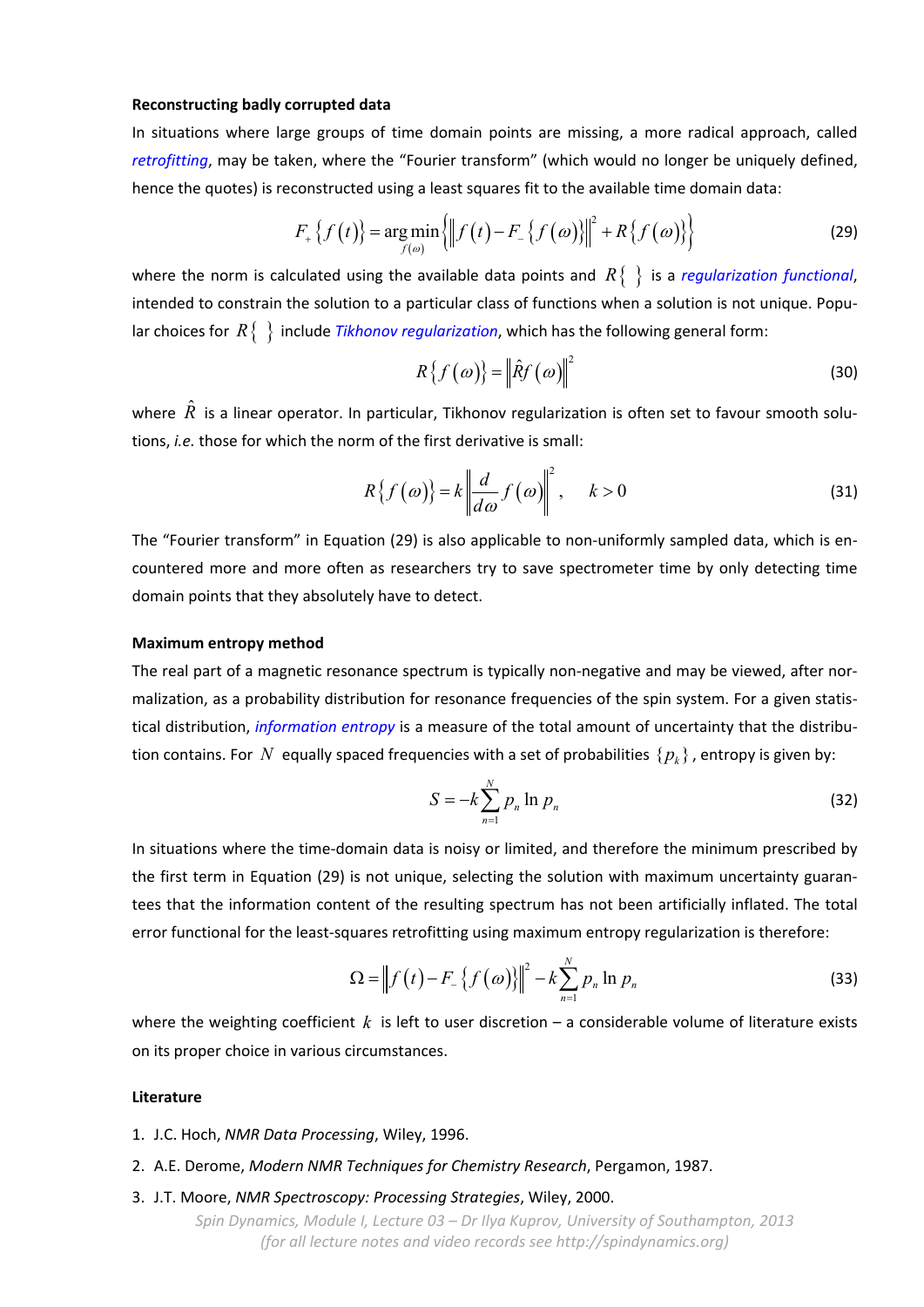**Reconstructing badly corrupted data**

In situations where large groups of time domain points are missing, a more radical approach, called *retrofitting*, may be taken, where the "Fourier transform" (which would no longer be uniquely defined, hence the quotes) is reconstructed using a least squares fit to the available time domain data:

$$F_{+}\{f(t)\} = \underset{f(\omega)}{\arg\min}\left\{\left\| f(t) - F_{-}\{f(\omega)\}\right\|^{2} + R\{f(\omega)\}\right\} \tag{29}$$

where the norm is calculated using the available data points and $R\{\ \}$ is a *regularization functional*, intended to constrain the solution to a particular class of functions when a solution is not unique. Popular choices for $R\{\ \}$ include *Tikhonov regularization*, which has the following general form:

$$R\{f(\omega)\} = \left\|\hat{R}f(\omega)\right\|^{2} \tag{30}$$

where $\hat{R}$ is a linear operator. In particular, Tikhonov regularization is often set to favour smooth solutions, *i.e.* those for which the norm of the first derivative is small:

$$R\{f(\omega)\} = k\left\|\frac{d}{d\omega}f(\omega)\right\|^{2}, \quad k > 0 \tag{31}$$

The "Fourier transform" in Equation (29) is also applicable to non-uniformly sampled data, which is encountered more and more often as researchers try to save spectrometer time by only detecting time domain points that they absolutely have to detect.

**Maximum entropy method**

The real part of a magnetic resonance spectrum is typically non-negative and may be viewed, after normalization, as a probability distribution for resonance frequencies of the spin system. For a given statistical distribution, *information entropy* is a measure of the total amount of uncertainty that the distribution contains. For $N$ equally spaced frequencies with a set of probabilities $\{p_k\}$, entropy is given by:

$$S = -k\sum_{n=1}^{N} p_n \ln p_n \tag{32}$$

In situations where the time-domain data is noisy or limited, and therefore the minimum prescribed by the first term in Equation (29) is not unique, selecting the solution with maximum uncertainty guarantees that the information content of the resulting spectrum has not been artificially inflated. The total error functional for the least-squares retrofitting using maximum entropy regularization is therefore:

$$\Omega = \left\| f(t) - F_{-}\{f(\omega)\}\right\|^{2} - k\sum_{n=1}^{N} p_n \ln p_n \tag{33}$$

where the weighting coefficient $k$ is left to user discretion – a considerable volume of literature exists on its proper choice in various circumstances.

**Literature**

1. J.C. Hoch, *NMR Data Processing*, Wiley, 1996.
2. A.E. Derome, *Modern NMR Techniques for Chemistry Research*, Pergamon, 1987.
3. J.T. Moore, *NMR Spectroscopy: Processing Strategies*, Wiley, 2000.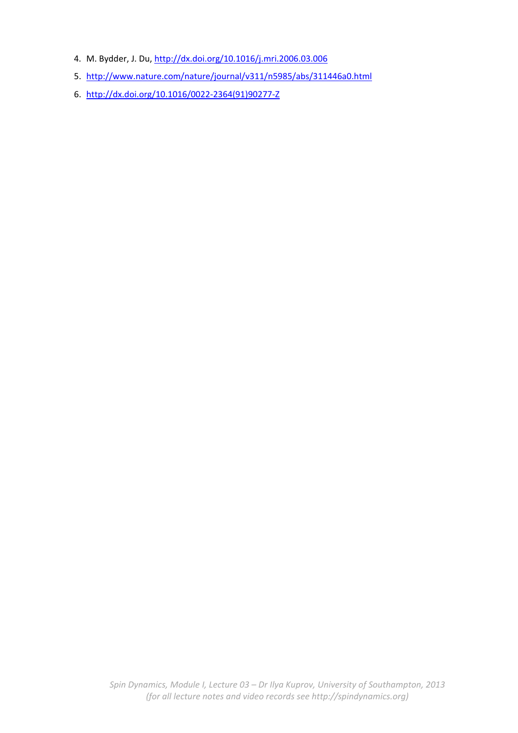4. M. Bydder, J. Du, http://dx.doi.org/10.1016/j.mri.2006.03.006
5. http://www.nature.com/nature/journal/v311/n5985/abs/311446a0.html
6. http://dx.doi.org/10.1016/0022-2364(91)90277-Z